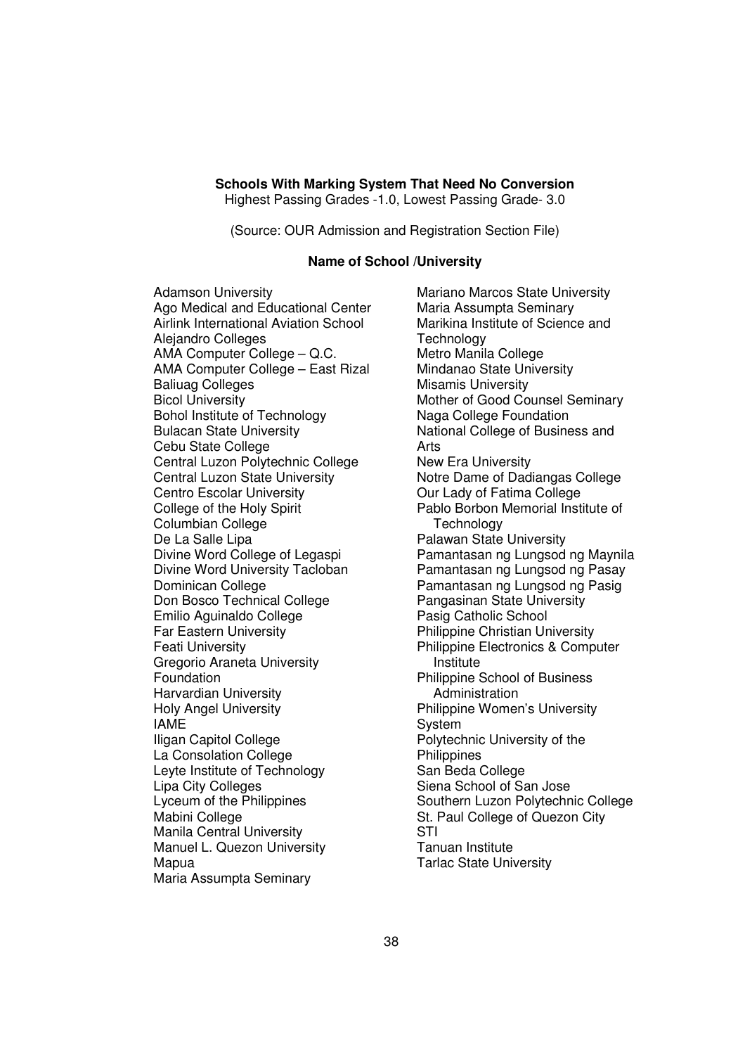**Schools With Marking System That Need No Conversion**

Highest Passing Grades -1.0, Lowest Passing Grade- 3.0

(Source: OUR Admission and Registration Section File)

**Name of School /University**

Adamson University
Ago Medical and Educational Center
Airlink International Aviation School
Alejandro Colleges
AMA Computer College – Q.C.
AMA Computer College – East Rizal
Baliuag Colleges
Bicol University
Bohol Institute of Technology
Bulacan State University
Cebu State College
Central Luzon Polytechnic College
Central Luzon State University
Centro Escolar University
College of the Holy Spirit
Columbian College
De La Salle Lipa
Divine Word College of Legaspi
Divine Word University Tacloban
Dominican College
Don Bosco Technical College
Emilio Aguinaldo College
Far Eastern University
Feati University
Gregorio Araneta University Foundation
Harvardian University
Holy Angel University
IAME
Iligan Capitol College
La Consolation College
Leyte Institute of Technology
Lipa City Colleges
Lyceum of the Philippines
Mabini College
Manila Central University
Manuel L. Quezon University
Mapua
Maria Assumpta Seminary
Mariano Marcos State University
Maria Assumpta Seminary
Marikina Institute of Science and Technology
Metro Manila College
Mindanao State University
Misamis University
Mother of Good Counsel Seminary
Naga College Foundation
National College of Business and Arts
New Era University
Notre Dame of Dadiangas College
Our Lady of Fatima College
Pablo Borbon Memorial Institute of Technology
Palawan State University
Pamantasan ng Lungsod ng Maynila
Pamantasan ng Lungsod ng Pasay
Pamantasan ng Lungsod ng Pasig
Pangasinan State University
Pasig Catholic School
Philippine Christian University
Philippine Electronics & Computer Institute
Philippine School of Business Administration
Philippine Women's University System
Polytechnic University of the Philippines
San Beda College
Siena School of San Jose
Southern Luzon Polytechnic College
St. Paul College of Quezon City
STI
Tanuan Institute
Tarlac State University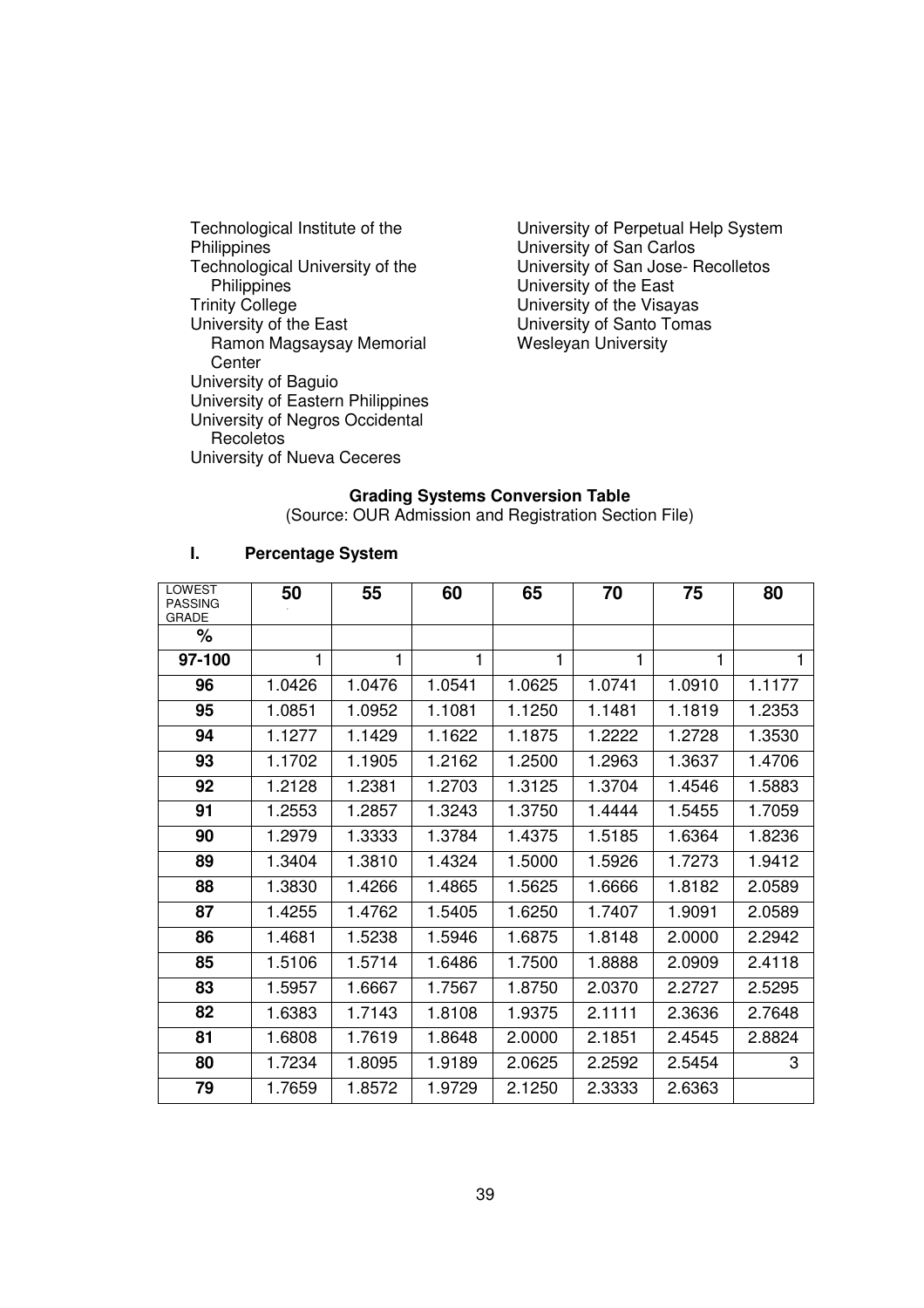- Technological Institute of the Philippines
- Technological University of the Philippines
- Trinity College
- University of the East Ramon Magsaysay Memorial Center
- University of Baguio
- University of Eastern Philippines
- University of Negros Occidental Recoletos
- University of Nueva Ceceres
- University of Perpetual Help System
- University of San Carlos
- University of San Jose- Recolletos
- University of the East
- University of the Visayas
- University of Santo Tomas
- Wesleyan University

**Grading Systems Conversion Table**

(Source: OUR Admission and Registration Section File)

## I. Percentage System

| LOWEST PASSING GRADE | 50 | 55 | 60 | 65 | 70 | 75 | 80 |
|---|---|---|---|---|---|---|---|
| % | | | | | | | |
| 97-100 | 1 | 1 | 1 | 1 | 1 | 1 | 1 |
| 96 | 1.0426 | 1.0476 | 1.0541 | 1.0625 | 1.0741 | 1.0910 | 1.1177 |
| 95 | 1.0851 | 1.0952 | 1.1081 | 1.1250 | 1.1481 | 1.1819 | 1.2353 |
| 94 | 1.1277 | 1.1429 | 1.1622 | 1.1875 | 1.2222 | 1.2728 | 1.3530 |
| 93 | 1.1702 | 1.1905 | 1.2162 | 1.2500 | 1.2963 | 1.3637 | 1.4706 |
| 92 | 1.2128 | 1.2381 | 1.2703 | 1.3125 | 1.3704 | 1.4546 | 1.5883 |
| 91 | 1.2553 | 1.2857 | 1.3243 | 1.3750 | 1.4444 | 1.5455 | 1.7059 |
| 90 | 1.2979 | 1.3333 | 1.3784 | 1.4375 | 1.5185 | 1.6364 | 1.8236 |
| 89 | 1.3404 | 1.3810 | 1.4324 | 1.5000 | 1.5926 | 1.7273 | 1.9412 |
| 88 | 1.3830 | 1.4266 | 1.4865 | 1.5625 | 1.6666 | 1.8182 | 2.0589 |
| 87 | 1.4255 | 1.4762 | 1.5405 | 1.6250 | 1.7407 | 1.9091 | 2.0589 |
| 86 | 1.4681 | 1.5238 | 1.5946 | 1.6875 | 1.8148 | 2.0000 | 2.2942 |
| 85 | 1.5106 | 1.5714 | 1.6486 | 1.7500 | 1.8888 | 2.0909 | 2.4118 |
| 83 | 1.5957 | 1.6667 | 1.7567 | 1.8750 | 2.0370 | 2.2727 | 2.5295 |
| 82 | 1.6383 | 1.7143 | 1.8108 | 1.9375 | 2.1111 | 2.3636 | 2.7648 |
| 81 | 1.6808 | 1.7619 | 1.8648 | 2.0000 | 2.1851 | 2.4545 | 2.8824 |
| 80 | 1.7234 | 1.8095 | 1.9189 | 2.0625 | 2.2592 | 2.5454 | 3 |
| 79 | 1.7659 | 1.8572 | 1.9729 | 2.1250 | 2.3333 | 2.6363 | |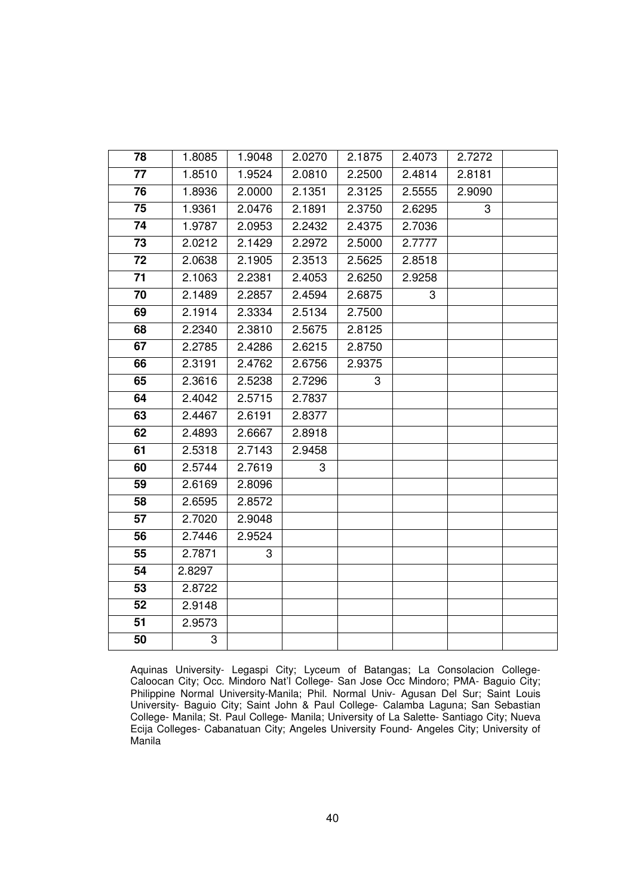| 78 | 1.8085 | 1.9048 | 2.0270 | 2.1875 | 2.4073 | 2.7272 | |
|---|---|---|---|---|---|---|---|
| 77 | 1.8510 | 1.9524 | 2.0810 | 2.2500 | 2.4814 | 2.8181 | |
| 76 | 1.8936 | 2.0000 | 2.1351 | 2.3125 | 2.5555 | 2.9090 | |
| 75 | 1.9361 | 2.0476 | 2.1891 | 2.3750 | 2.6295 | 3 | |
| 74 | 1.9787 | 2.0953 | 2.2432 | 2.4375 | 2.7036 | | |
| 73 | 2.0212 | 2.1429 | 2.2972 | 2.5000 | 2.7777 | | |
| 72 | 2.0638 | 2.1905 | 2.3513 | 2.5625 | 2.8518 | | |
| 71 | 2.1063 | 2.2381 | 2.4053 | 2.6250 | 2.9258 | | |
| 70 | 2.1489 | 2.2857 | 2.4594 | 2.6875 | 3 | | |
| 69 | 2.1914 | 2.3334 | 2.5134 | 2.7500 | | | |
| 68 | 2.2340 | 2.3810 | 2.5675 | 2.8125 | | | |
| 67 | 2.2785 | 2.4286 | 2.6215 | 2.8750 | | | |
| 66 | 2.3191 | 2.4762 | 2.6756 | 2.9375 | | | |
| 65 | 2.3616 | 2.5238 | 2.7296 | 3 | | | |
| 64 | 2.4042 | 2.5715 | 2.7837 | | | | |
| 63 | 2.4467 | 2.6191 | 2.8377 | | | | |
| 62 | 2.4893 | 2.6667 | 2.8918 | | | | |
| 61 | 2.5318 | 2.7143 | 2.9458 | | | | |
| 60 | 2.5744 | 2.7619 | 3 | | | | |
| 59 | 2.6169 | 2.8096 | | | | | |
| 58 | 2.6595 | 2.8572 | | | | | |
| 57 | 2.7020 | 2.9048 | | | | | |
| 56 | 2.7446 | 2.9524 | | | | | |
| 55 | 2.7871 | 3 | | | | | |
| 54 | 2.8297 | | | | | | |
| 53 | 2.8722 | | | | | | |
| 52 | 2.9148 | | | | | | |
| 51 | 2.9573 | | | | | | |
| 50 | 3 | | | | | | |

Aquinas University- Legaspi City; Lyceum of Batangas; La Consolacion College- Caloocan City; Occ. Mindoro Nat'l College- San Jose Occ Mindoro; PMA- Baguio City; Philippine Normal University-Manila; Phil. Normal Univ- Agusan Del Sur; Saint Louis University- Baguio City; Saint John & Paul College- Calamba Laguna; San Sebastian College- Manila; St. Paul College- Manila; University of La Salette- Santiago City; Nueva Ecija Colleges- Cabanatuan City; Angeles University Found- Angeles City; University of Manila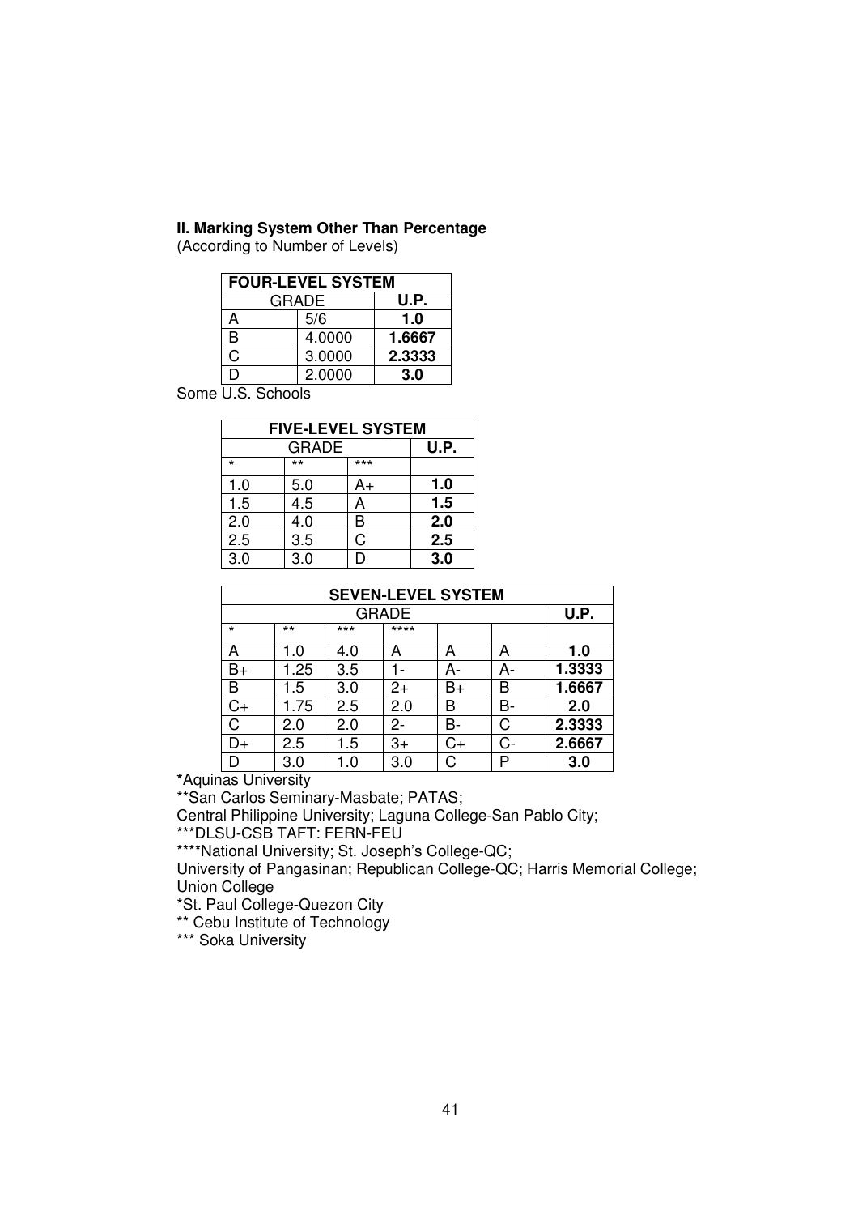**II. Marking System Other Than Percentage**
(According to Number of Levels)

| FOUR-LEVEL SYSTEM | | |
|---|---|---|
| GRADE | | **U.P.** |
| A | 5/6 | **1.0** |
| B | 4.0000 | **1.6667** |
| C | 3.0000 | **2.3333** |
| D | 2.0000 | **3.0** |

Some U.S. Schools

| FIVE-LEVEL SYSTEM | | | |
|---|---|---|---|
| GRADE | | | **U.P.** |
| * | ** | *** | |
| 1.0 | 5.0 | A+ | **1.0** |
| 1.5 | 4.5 | A | **1.5** |
| 2.0 | 4.0 | B | **2.0** |
| 2.5 | 3.5 | C | **2.5** |
| 3.0 | 3.0 | D | **3.0** |

| SEVEN-LEVEL SYSTEM | | | | | | |
|---|---|---|---|---|---|---|
| GRADE | | | | | | **U.P.** |
| * | ** | *** | **** | | | |
| A | 1.0 | 4.0 | A | A | A | **1.0** |
| B+ | 1.25 | 3.5 | 1- | A- | A- | **1.3333** |
| B | 1.5 | 3.0 | 2+ | B+ | B | **1.6667** |
| C+ | 1.75 | 2.5 | 2.0 | B | B- | **2.0** |
| C | 2.0 | 2.0 | 2- | B- | C | **2.3333** |
| D+ | 2.5 | 1.5 | 3+ | C+ | C- | **2.6667** |
| D | 3.0 | 1.0 | 3.0 | C | P | **3.0** |

**\***Aquinas University
**San Carlos Seminary-Masbate; PATAS;
Central Philippine University; Laguna College-San Pablo City;
***DLSU-CSB TAFT: FERN-FEU
****National University; St. Joseph's College-QC;
University of Pangasinan; Republican College-QC; Harris Memorial College; Union College
*St. Paul College-Quezon City
** Cebu Institute of Technology
*** Soka University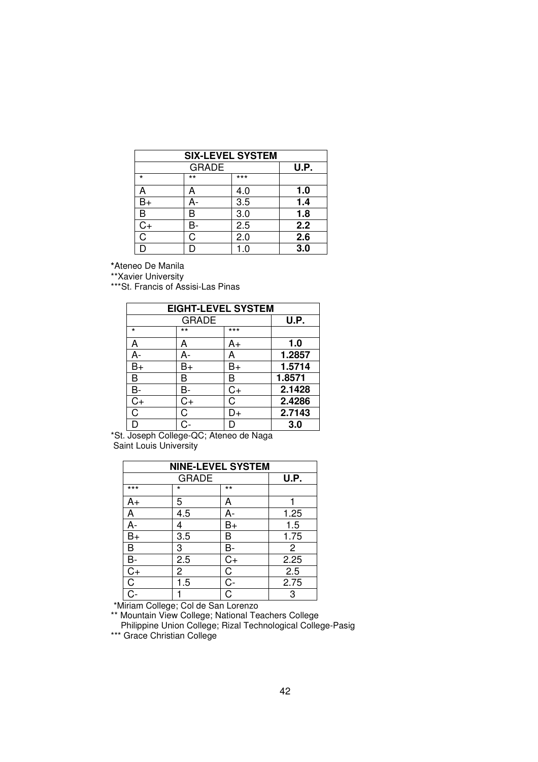| SIX-LEVEL SYSTEM | | | |
|---|---|---|---|
| GRADE | | | **U.P.** |
| * | ** | *** | |
| A | A | 4.0 | **1.0** |
| B+ | A- | 3.5 | **1.4** |
| B | B | 3.0 | **1.8** |
| C+ | B- | 2.5 | **2.2** |
| C | C | 2.0 | **2.6** |
| D | D | 1.0 | **3.0** |

***Ateneo De Manila**
**Xavier University
***St. Francis of Assisi-Las Pinas

| EIGHT-LEVEL SYSTEM | | | |
|---|---|---|---|
| GRADE | | | **U.P.** |
| * | ** | *** | |
| A | A | A+ | **1.0** |
| A- | A- | A | **1.2857** |
| B+ | B+ | B+ | **1.5714** |
| B | B | B | **1.8571** |
| B- | B- | C+ | **2.1428** |
| C+ | C+ | C | **2.4286** |
| C | C | D+ | **2.7143** |
| D | C- | D | **3.0** |

*St. Joseph College-QC; Ateneo de Naga
Saint Louis University

| NINE-LEVEL SYSTEM | | | |
|---|---|---|---|
| GRADE | | | **U.P.** |
| *** | * | ** | |
| A+ | 5 | A | 1 |
| A | 4.5 | A- | 1.25 |
| A- | 4 | B+ | 1.5 |
| B+ | 3.5 | B | 1.75 |
| B | 3 | B- | 2 |
| B- | 2.5 | C+ | 2.25 |
| C+ | 2 | C | 2.5 |
| C | 1.5 | C- | 2.75 |
| C- | 1 | C | 3 |

*Miriam College; Col de San Lorenzo
** Mountain View College; National Teachers College
Philippine Union College; Rizal Technological College-Pasig
*** Grace Christian College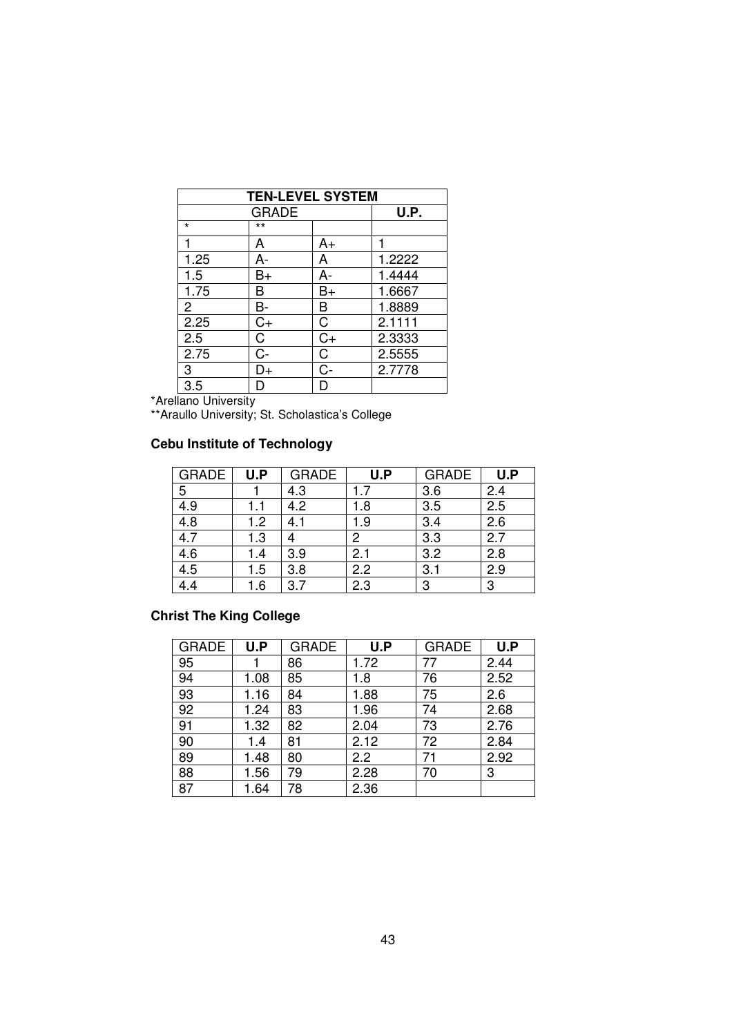| TEN-LEVEL SYSTEM | | | |
|---|---|---|---|
| GRADE | | | U.P. |
| * | ** | | |
| 1 | A | A+ | 1 |
| 1.25 | A- | A | 1.2222 |
| 1.5 | B+ | A- | 1.4444 |
| 1.75 | B | B+ | 1.6667 |
| 2 | B- | B | 1.8889 |
| 2.25 | C+ | C | 2.1111 |
| 2.5 | C | C+ | 2.3333 |
| 2.75 | C- | C | 2.5555 |
| 3 | D+ | C- | 2.7778 |
| 3.5 | D | D | |

*Arellano University
**Araullo University; St. Scholastica's College

### Cebu Institute of Technology

| GRADE | **U.P** | GRADE | **U.P** | GRADE | **U.P** |
|---|---|---|---|---|---|
| 5 | 1 | 4.3 | 1.7 | 3.6 | 2.4 |
| 4.9 | 1.1 | 4.2 | 1.8 | 3.5 | 2.5 |
| 4.8 | 1.2 | 4.1 | 1.9 | 3.4 | 2.6 |
| 4.7 | 1.3 | 4 | 2 | 3.3 | 2.7 |
| 4.6 | 1.4 | 3.9 | 2.1 | 3.2 | 2.8 |
| 4.5 | 1.5 | 3.8 | 2.2 | 3.1 | 2.9 |
| 4.4 | 1.6 | 3.7 | 2.3 | 3 | 3 |

### Christ The King College

| GRADE | **U.P** | GRADE | **U.P** | GRADE | **U.P** |
|---|---|---|---|---|---|
| 95 | 1 | 86 | 1.72 | 77 | 2.44 |
| 94 | 1.08 | 85 | 1.8 | 76 | 2.52 |
| 93 | 1.16 | 84 | 1.88 | 75 | 2.6 |
| 92 | 1.24 | 83 | 1.96 | 74 | 2.68 |
| 91 | 1.32 | 82 | 2.04 | 73 | 2.76 |
| 90 | 1.4 | 81 | 2.12 | 72 | 2.84 |
| 89 | 1.48 | 80 | 2.2 | 71 | 2.92 |
| 88 | 1.56 | 79 | 2.28 | 70 | 3 |
| 87 | 1.64 | 78 | 2.36 | | |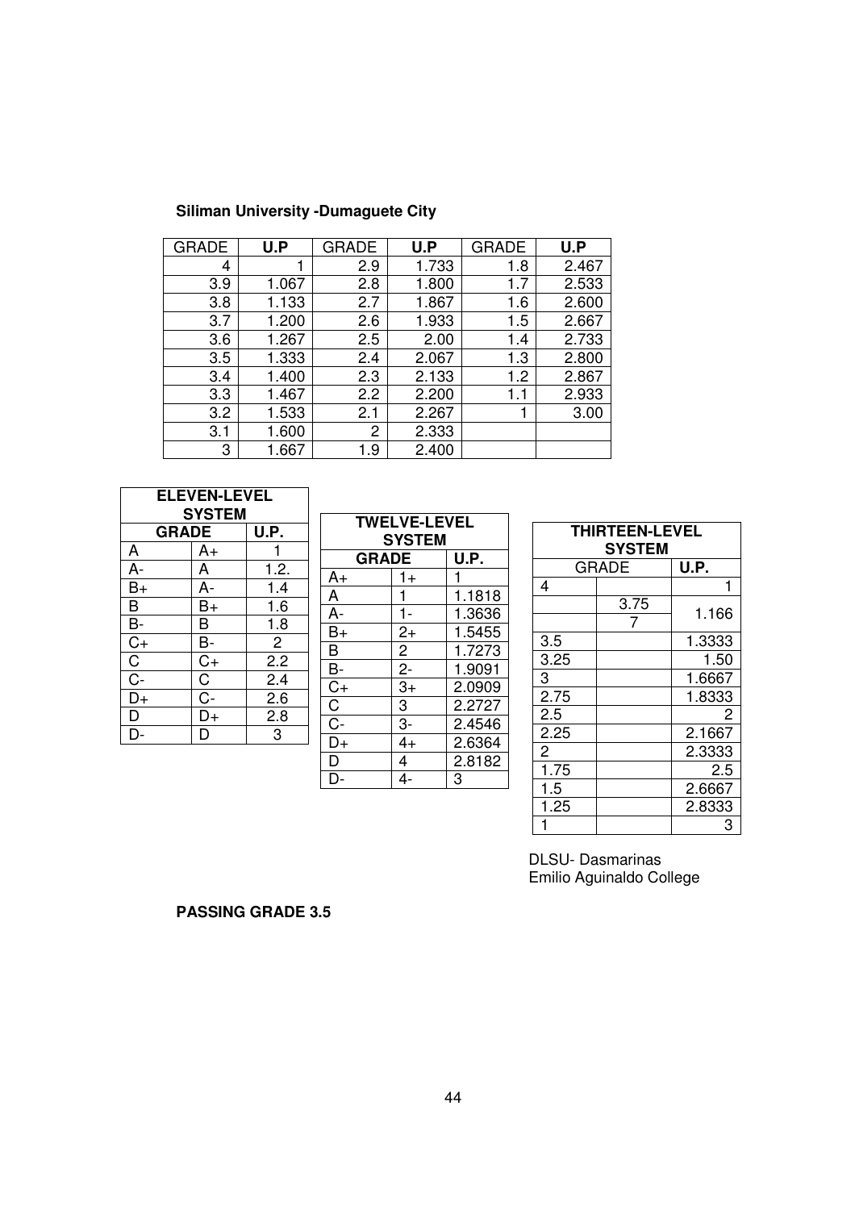**Siliman University -Dumaguete City**

| GRADE | **U.P** | GRADE | **U.P** | GRADE | **U.P** |
|---|---|---|---|---|---|
| 4 | 1 | 2.9 | 1.733 | 1.8 | 2.467 |
| 3.9 | 1.067 | 2.8 | 1.800 | 1.7 | 2.533 |
| 3.8 | 1.133 | 2.7 | 1.867 | 1.6 | 2.600 |
| 3.7 | 1.200 | 2.6 | 1.933 | 1.5 | 2.667 |
| 3.6 | 1.267 | 2.5 | 2.00 | 1.4 | 2.733 |
| 3.5 | 1.333 | 2.4 | 2.067 | 1.3 | 2.800 |
| 3.4 | 1.400 | 2.3 | 2.133 | 1.2 | 2.867 |
| 3.3 | 1.467 | 2.2 | 2.200 | 1.1 | 2.933 |
| 3.2 | 1.533 | 2.1 | 2.267 | 1 | 3.00 |
| 3.1 | 1.600 | 2 | 2.333 | | |
| 3 | 1.667 | 1.9 | 2.400 | | |

| **ELEVEN-LEVEL SYSTEM** | | |
|---|---|---|
| **GRADE** | | **U.P.** |
| A | A+ | 1 |
| A- | A | 1.2. |
| B+ | A- | 1.4 |
| B | B+ | 1.6 |
| B- | B | 1.8 |
| C+ | B- | 2 |
| C | C+ | 2.2 |
| C- | C | 2.4 |
| D+ | C- | 2.6 |
| D | D+ | 2.8 |
| D- | D | 3 |

| **TWELVE-LEVEL SYSTEM** | | |
|---|---|---|
| **GRADE** | | **U.P.** |
| A+ | 1+ | 1 |
| A | 1 | 1.1818 |
| A- | 1- | 1.3636 |
| B+ | 2+ | 1.5455 |
| B | 2 | 1.7273 |
| B- | 2- | 1.9091 |
| C+ | 3+ | 2.0909 |
| C | 3 | 2.2727 |
| C- | 3- | 2.4546 |
| D+ | 4+ | 2.6364 |
| D | 4 | 2.8182 |
| D- | 4- | 3 |

| **THIRTEEN-LEVEL SYSTEM** | | |
|---|---|---|
| GRADE | | **U.P.** |
| 4 | | 1 |
| | 3.75 7 | 1.166 |
| 3.5 | | 1.3333 |
| 3.25 | | 1.50 |
| 3 | | 1.6667 |
| 2.75 | | 1.8333 |
| 2.5 | | 2 |
| 2.25 | | 2.1667 |
| 2 | | 2.3333 |
| 1.75 | | 2.5 |
| 1.5 | | 2.6667 |
| 1.25 | | 2.8333 |
| 1 | | 3 |

DLSU- Dasmarinas
Emilio Aguinaldo College

**PASSING GRADE 3.5**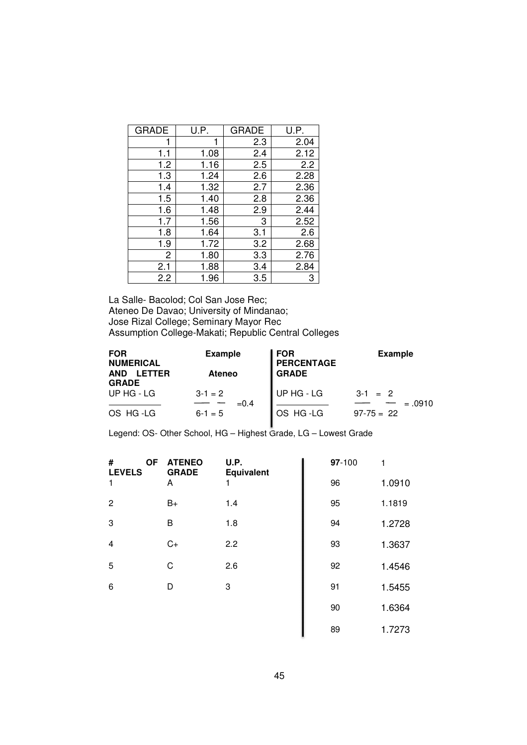| GRADE | U.P. | GRADE | U.P. |
|---|---|---|---|
| 1 | 1 | 2.3 | 2.04 |
| 1.1 | 1.08 | 2.4 | 2.12 |
| 1.2 | 1.16 | 2.5 | 2.2 |
| 1.3 | 1.24 | 2.6 | 2.28 |
| 1.4 | 1.32 | 2.7 | 2.36 |
| 1.5 | 1.40 | 2.8 | 2.36 |
| 1.6 | 1.48 | 2.9 | 2.44 |
| 1.7 | 1.56 | 3 | 2.52 |
| 1.8 | 1.64 | 3.1 | 2.6 |
| 1.9 | 1.72 | 3.2 | 2.68 |
| 2 | 1.80 | 3.3 | 2.76 |
| 2.1 | 1.88 | 3.4 | 2.84 |
| 2.2 | 1.96 | 3.5 | 3 |

La Salle- Bacolod; Col San Jose Rec;
Ateneo De Davao; University of Mindanao;
Jose Rizal College; Seminary Mayor Rec
Assumption College-Makati; Republic Central Colleges

**FOR NUMERICAL AND LETTER GRADE**

$$\frac{\text{UP HG - LG}}{\text{OS HG - LG}}$$

**Example**

**Ateneo**

$$\frac{3-1 = 2}{6-1 = 5} = 0.4$$

**FOR PERCENTAGE GRADE**

$$\frac{\text{UP HG - LG}}{\text{OS HG - LG}}$$

**Example**

$$\frac{3-1 = 2}{97-75 = 22} = .0910$$

Legend: OS- Other School, HG – Highest Grade, LG – Lowest Grade

| # OF LEVELS | ATENEO GRADE | U.P. Equivalent |
|---|---|---|
| 1 | A | 1 |
| 2 | B+ | 1.4 |
| 3 | B | 1.8 |
| 4 | C+ | 2.2 |
| 5 | C | 2.6 |
| 6 | D | 3 |

| | |
|---|---|
| **97**-100 | 1 |
| 96 | 1.0910 |
| 95 | 1.1819 |
| 94 | 1.2728 |
| 93 | 1.3637 |
| 92 | 1.4546 |
| 91 | 1.5455 |
| 90 | 1.6364 |
| 89 | 1.7273 |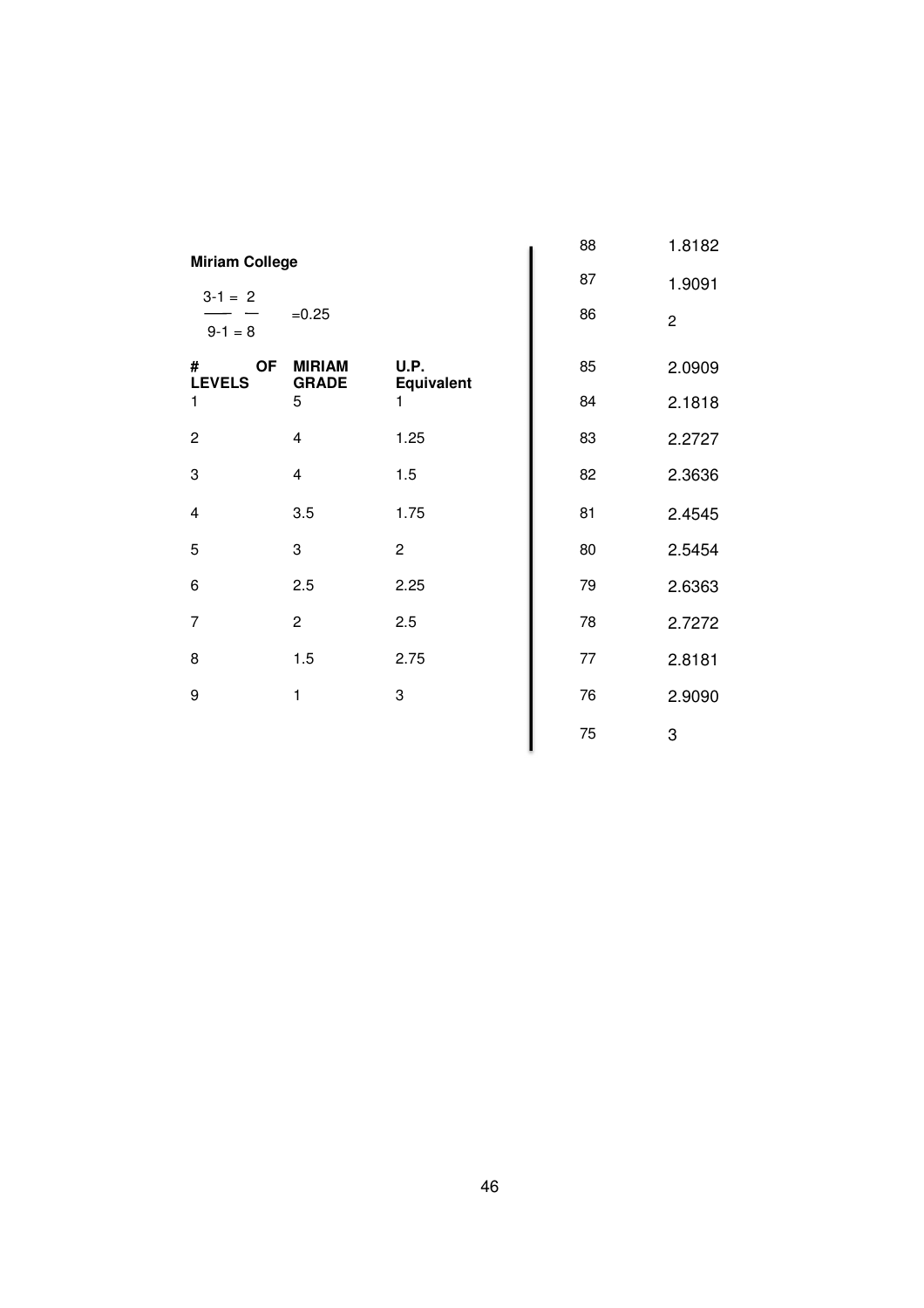**Miriam College**

$$\frac{3-1 = 2}{9-1 = 8} = 0.25$$

| # OF LEVELS | MIRIAM GRADE | U.P. Equivalent |
|---|---|---|
| 1 | 5 | 1 |
| 2 | 4 | 1.25 |
| 3 | 4 | 1.5 |
| 4 | 3.5 | 1.75 |
| 5 | 3 | 2 |
| 6 | 2.5 | 2.25 |
| 7 | 2 | 2.5 |
| 8 | 1.5 | 2.75 |
| 9 | 1 | 3 |

| | |
|---|---|
| 88 | 1.8182 |
| 87 | 1.9091 |
| 86 | 2 |
| 85 | 2.0909 |
| 84 | 2.1818 |
| 83 | 2.2727 |
| 82 | 2.3636 |
| 81 | 2.4545 |
| 80 | 2.5454 |
| 79 | 2.6363 |
| 78 | 2.7272 |
| 77 | 2.8181 |
| 76 | 2.9090 |
| 75 | 3 |